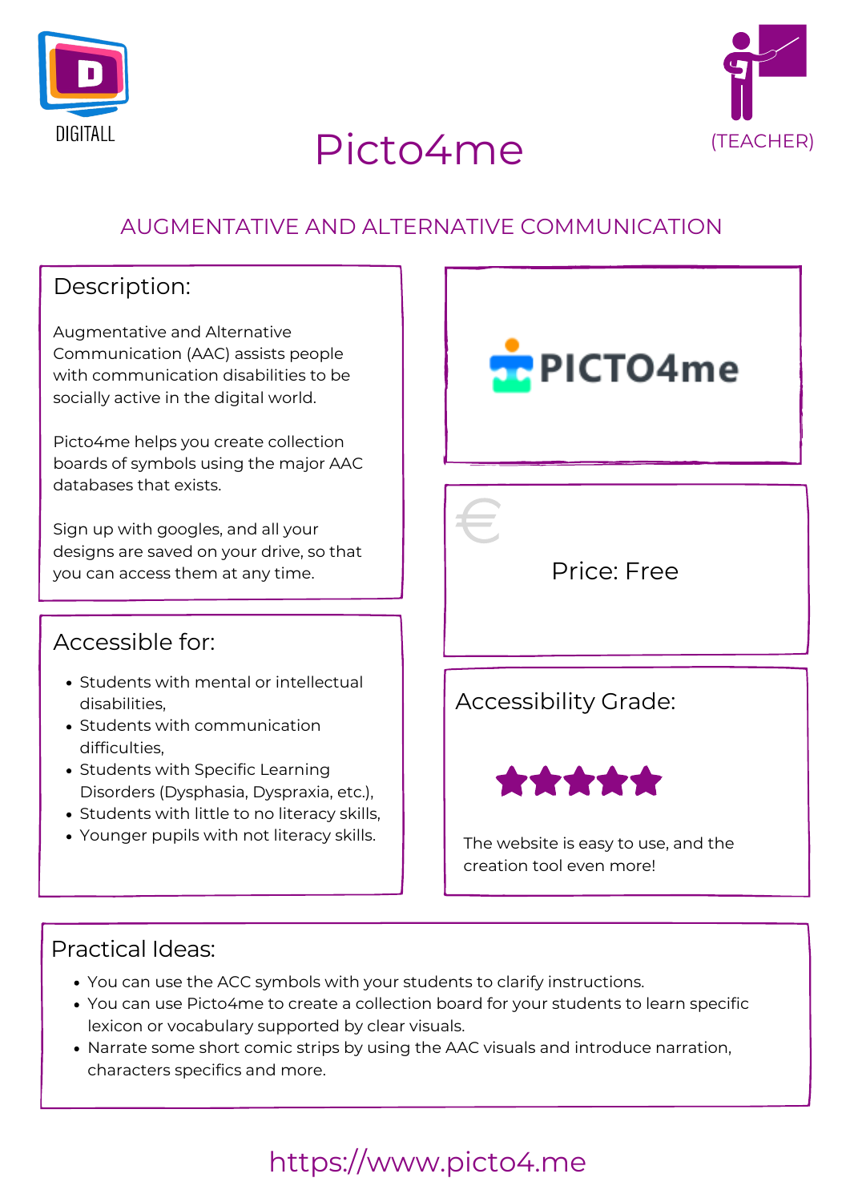DIGITALL

# Picto4me

(TEACHER)

## AUGMENTATIVE AND ALTERNATIVE COMMUNICATION

### Description:

Augmentative and Alternative Communication (AAC) assists people with communication disabilities to be socially active in the digital world.

Picto4me helps you create collection boards of symbols using the major AAC databases that exists.

Sign up with googles, and all your designs are saved on your drive, so that you can access them at any time.

PICTO4me

€

Price: Free

### Accessible for:

- Students with mental or intellectual disabilities,
- Students with communication difficulties,
- Students with Specific Learning Disorders (Dysphasia, Dyspraxia, etc.),
- Students with little to no literacy skills,
- Younger pupils with not literacy skills.

### Accessibility Grade:

★★★★★

The website is easy to use, and the creation tool even more!

### Practical Ideas:

- You can use the ACC symbols with your students to clarify instructions.
- You can use Picto4me to create a collection board for your students to learn specific lexicon or vocabulary supported by clear visuals.
- Narrate some short comic strips by using the AAC visuals and introduce narration, characters specifics and more.

https://www.picto4.me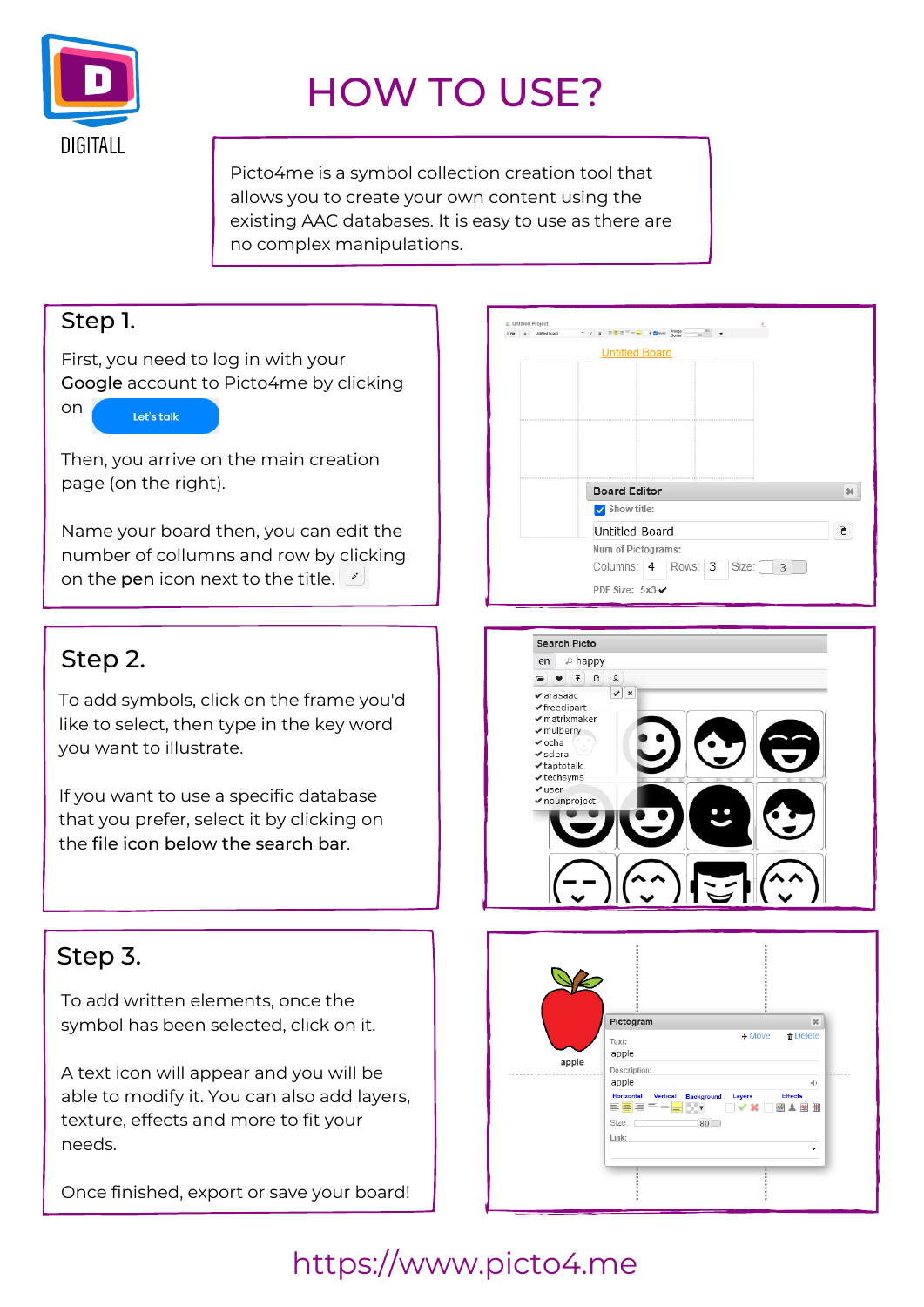DIGITALL

# HOW TO USE?

Picto4me is a symbol collection creation tool that allows you to create your own content using the existing AAC databases. It is easy to use as there are no complex manipulations.

## Step 1.

First, you need to log in with your Google account to Picto4me by clicking on Let's talk

Then, you arrive on the main creation page (on the right).

Name your board then, you can edit the number of collumns and row by clicking on the **pen** icon next to the title.

## Step 2.

To add symbols, click on the frame you'd like to select, then type in the key word you want to illustrate.

If you want to use a specific database that you prefer, select it by clicking on the **file icon below the search bar**.

## Step 3.

To add written elements, once the symbol has been selected, click on it.

A text icon will appear and you will be able to modify it. You can also add layers, texture, effects and more to fit your needs.

Once finished, export or save your board!

https://www.picto4.me